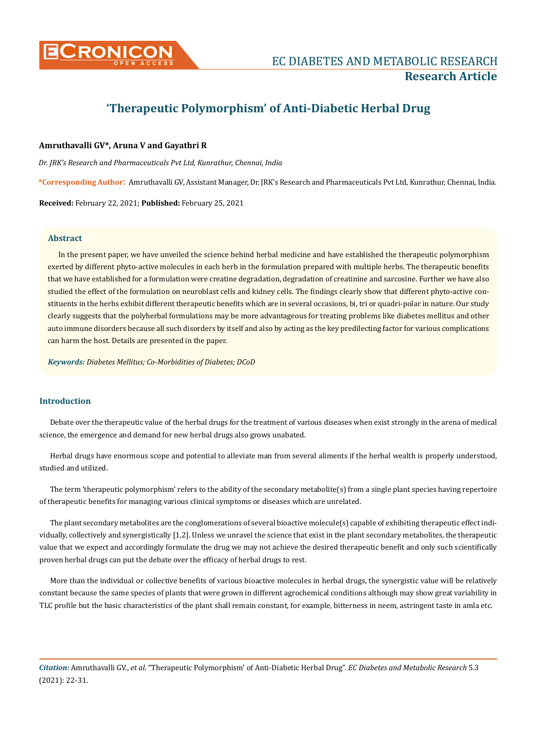# 'Therapeutic Polymorphism' of Anti-Diabetic Herbal Drug

**Amruthavalli GV\*, Aruna V and Gayathri R**

*Dr. JRK's Research and Pharmaceuticals Pvt Ltd, Kunrathur, Chennai, India*

**\*Corresponding Author:** Amruthavalli GV, Assistant Manager, Dr. JRK's Research and Pharmaceuticals Pvt Ltd, Kunrathur, Chennai, India.

**Received:** February 22, 2021; **Published:** February 25, 2021

## Abstract

In the present paper, we have unveiled the science behind herbal medicine and have established the therapeutic polymorphism exerted by different phyto-active molecules in each herb in the formulation prepared with multiple herbs. The therapeutic benefits that we have established for a formulation were creatine degradation, degradation of creatinine and sarcosine. Further we have also studied the effect of the formulation on neuroblast cells and kidney cells. The findings clearly show that different phyto-active constituents in the herbs exhibit different therapeutic benefits which are in several occasions, bi, tri or quadri-polar in nature. Our study clearly suggests that the polyherbal formulations may be more advantageous for treating problems like diabetes mellitus and other auto immune disorders because all such disorders by itself and also by acting as the key predilecting factor for various complications can harm the host. Details are presented in the paper.

***Keywords:*** *Diabetes Mellitus; Co-Morbidities of Diabetes; DCoD*

## Introduction

Debate over the therapeutic value of the herbal drugs for the treatment of various diseases when exist strongly in the arena of medical science, the emergence and demand for new herbal drugs also grows unabated.

Herbal drugs have enormous scope and potential to alleviate man from several aliments if the herbal wealth is properly understood, studied and utilized.

The term 'therapeutic polymorphism' refers to the ability of the secondary metabolite(s) from a single plant species having repertoire of therapeutic benefits for managing various clinical symptoms or diseases which are unrelated.

The plant secondary metabolites are the conglomerations of several bioactive molecule(s) capable of exhibiting therapeutic effect individually, collectively and synergistically [1,2]. Unless we unravel the science that exist in the plant secondary metabolites, the therapeutic value that we expect and accordingly formulate the drug we may not achieve the desired therapeutic benefit and only such scientifically proven herbal drugs can put the debate over the efficacy of herbal drugs to rest.

More than the individual or collective benefits of various bioactive molecules in herbal drugs, the synergistic value will be relatively constant because the same species of plants that were grown in different agrochemical conditions although may show great variability in TLC profile but the basic characteristics of the plant shall remain constant, for example, bitterness in neem, astringent taste in amla etc.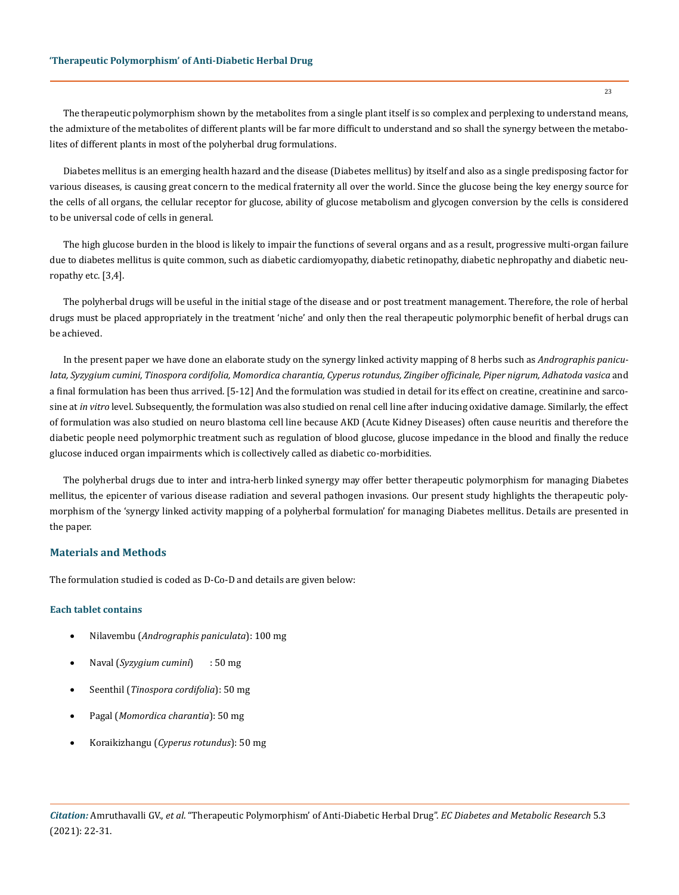The therapeutic polymorphism shown by the metabolites from a single plant itself is so complex and perplexing to understand means, the admixture of the metabolites of different plants will be far more difficult to understand and so shall the synergy between the metabolites of different plants in most of the polyherbal drug formulations.

Diabetes mellitus is an emerging health hazard and the disease (Diabetes mellitus) by itself and also as a single predisposing factor for various diseases, is causing great concern to the medical fraternity all over the world. Since the glucose being the key energy source for the cells of all organs, the cellular receptor for glucose, ability of glucose metabolism and glycogen conversion by the cells is considered to be universal code of cells in general.

The high glucose burden in the blood is likely to impair the functions of several organs and as a result, progressive multi-organ failure due to diabetes mellitus is quite common, such as diabetic cardiomyopathy, diabetic retinopathy, diabetic nephropathy and diabetic neuropathy etc. [3,4].

The polyherbal drugs will be useful in the initial stage of the disease and or post treatment management. Therefore, the role of herbal drugs must be placed appropriately in the treatment 'niche' and only then the real therapeutic polymorphic benefit of herbal drugs can be achieved.

In the present paper we have done an elaborate study on the synergy linked activity mapping of 8 herbs such as *Andrographis paniculata, Syzygium cumini, Tinospora cordifolia, Momordica charantia, Cyperus rotundus, Zingiber officinale, Piper nigrum, Adhatoda vasica* and a final formulation has been thus arrived. [5-12] And the formulation was studied in detail for its effect on creatine, creatinine and sarcosine at *in vitro* level. Subsequently, the formulation was also studied on renal cell line after inducing oxidative damage. Similarly, the effect of formulation was also studied on neuro blastoma cell line because AKD (Acute Kidney Diseases) often cause neuritis and therefore the diabetic people need polymorphic treatment such as regulation of blood glucose, glucose impedance in the blood and finally the reduce glucose induced organ impairments which is collectively called as diabetic co-morbidities.

The polyherbal drugs due to inter and intra-herb linked synergy may offer better therapeutic polymorphism for managing Diabetes mellitus, the epicenter of various disease radiation and several pathogen invasions. Our present study highlights the therapeutic polymorphism of the 'synergy linked activity mapping of a polyherbal formulation' for managing Diabetes mellitus. Details are presented in the paper.

## Materials and Methods

The formulation studied is coded as D-Co-D and details are given below:

### Each tablet contains

- Nilavembu (*Andrographis paniculata*): 100 mg
- Naval (*Syzygium cumini*) : 50 mg
- Seenthil (*Tinospora cordifolia*): 50 mg
- Pagal (*Momordica charantia*): 50 mg
- Koraikizhangu (*Cyperus rotundus*): 50 mg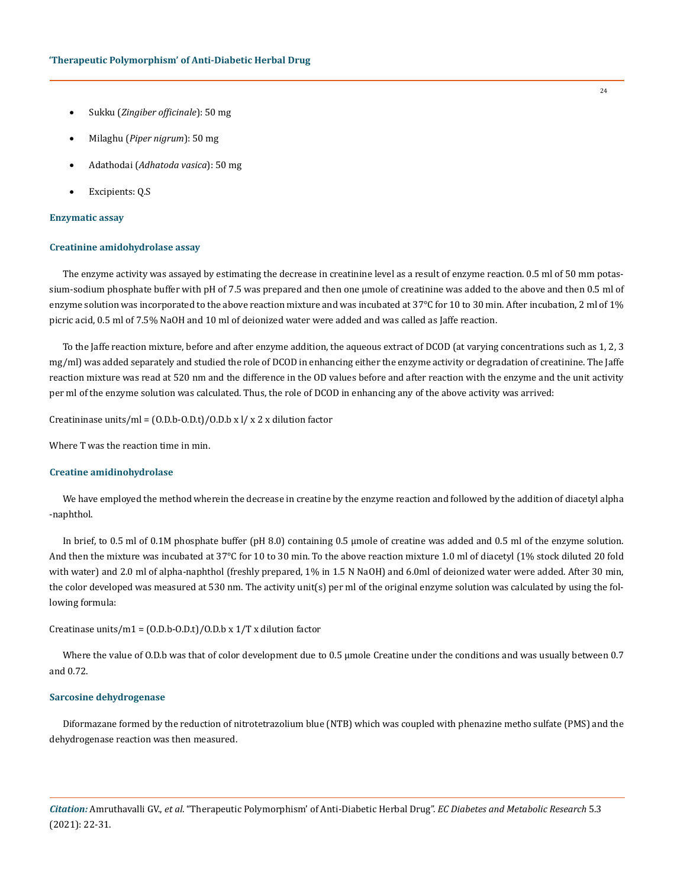- Sukku (*Zingiber officinale*): 50 mg
- Milaghu (*Piper nigrum*): 50 mg
- Adathodai (*Adhatoda vasica*): 50 mg
- Excipients: Q.S

### Enzymatic assay

### Creatinine amidohydrolase assay

The enzyme activity was assayed by estimating the decrease in creatinine level as a result of enzyme reaction. 0.5 ml of 50 mm potassium-sodium phosphate buffer with pH of 7.5 was prepared and then one µmole of creatinine was added to the above and then 0.5 ml of enzyme solution was incorporated to the above reaction mixture and was incubated at 37°C for 10 to 30 min. After incubation, 2 ml of 1% picric acid, 0.5 ml of 7.5% NaOH and 10 ml of deionized water were added and was called as Jaffe reaction.

To the Jaffe reaction mixture, before and after enzyme addition, the aqueous extract of DCOD (at varying concentrations such as 1, 2, 3 mg/ml) was added separately and studied the role of DCOD in enhancing either the enzyme activity or degradation of creatinine. The Jaffe reaction mixture was read at 520 nm and the difference in the OD values before and after reaction with the enzyme and the unit activity per ml of the enzyme solution was calculated. Thus, the role of DCOD in enhancing any of the above activity was arrived:

Creatininase units/ml = (O.D.b-O.D.t)/O.D.b x l/ x 2 x dilution factor

Where T was the reaction time in min.

### Creatine amidinohydrolase

We have employed the method wherein the decrease in creatine by the enzyme reaction and followed by the addition of diacetyl alpha -naphthol.

In brief, to 0.5 ml of 0.1M phosphate buffer (pH 8.0) containing 0.5 µmole of creatine was added and 0.5 ml of the enzyme solution. And then the mixture was incubated at 37°C for 10 to 30 min. To the above reaction mixture 1.0 ml of diacetyl (1% stock diluted 20 fold with water) and 2.0 ml of alpha-naphthol (freshly prepared, 1% in 1.5 N NaOH) and 6.0ml of deionized water were added. After 30 min, the color developed was measured at 530 nm. The activity unit(s) per ml of the original enzyme solution was calculated by using the following formula:

Creatinase units/m1 = (O.D.b-O.D.t)/O.D.b x 1/T x dilution factor

Where the value of O.D.b was that of color development due to 0.5 µmole Creatine under the conditions and was usually between 0.7 and 0.72.

### Sarcosine dehydrogenase

Diformazane formed by the reduction of nitrotetrazolium blue (NTB) which was coupled with phenazine metho sulfate (PMS) and the dehydrogenase reaction was then measured.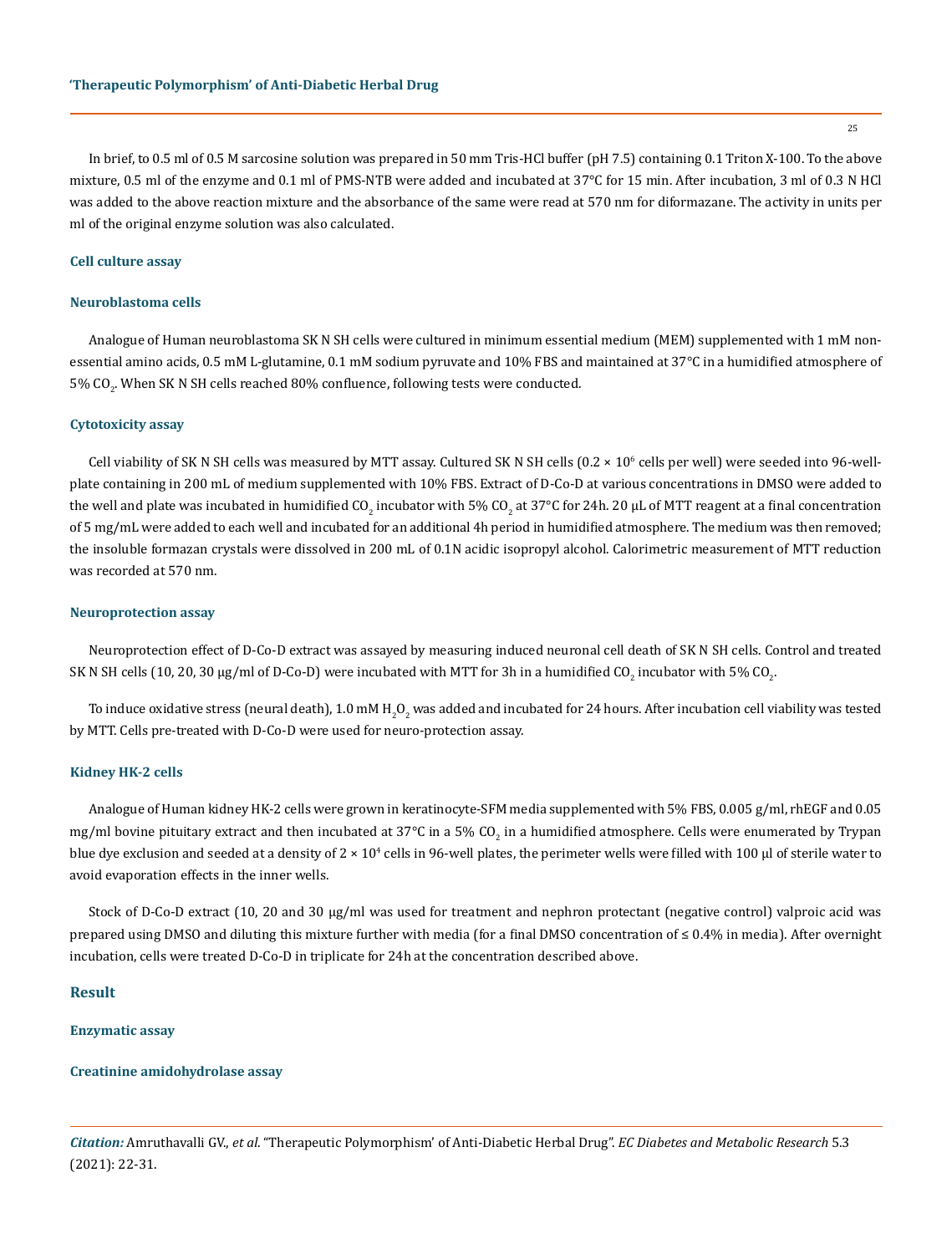In brief, to 0.5 ml of 0.5 M sarcosine solution was prepared in 50 mm Tris-HCl buffer (pH 7.5) containing 0.1 Triton X-100. To the above mixture, 0.5 ml of the enzyme and 0.1 ml of PMS-NTB were added and incubated at 37°C for 15 min. After incubation, 3 ml of 0.3 N HCl was added to the above reaction mixture and the absorbance of the same were read at 570 nm for diformazane. The activity in units per ml of the original enzyme solution was also calculated.

### Cell culture assay

### Neuroblastoma cells

Analogue of Human neuroblastoma SK N SH cells were cultured in minimum essential medium (MEM) supplemented with 1 mM non-essential amino acids, 0.5 mM L-glutamine, 0.1 mM sodium pyruvate and 10% FBS and maintained at 37°C in a humidified atmosphere of 5% $CO_2$. When SK N SH cells reached 80% confluence, following tests were conducted.

### Cytotoxicity assay

Cell viability of SK N SH cells was measured by MTT assay. Cultured SK N SH cells ($0.2 \times 10^6$ cells per well) were seeded into 96-well-plate containing in 200 mL of medium supplemented with 10% FBS. Extract of D-Co-D at various concentrations in DMSO were added to the well and plate was incubated in humidified $CO_2$ incubator with 5% $CO_2$ at 37°C for 24h. 20 µL of MTT reagent at a final concentration of 5 mg/mL were added to each well and incubated for an additional 4h period in humidified atmosphere. The medium was then removed; the insoluble formazan crystals were dissolved in 200 mL of 0.1N acidic isopropyl alcohol. Calorimetric measurement of MTT reduction was recorded at 570 nm.

### Neuroprotection assay

Neuroprotection effect of D-Co-D extract was assayed by measuring induced neuronal cell death of SK N SH cells. Control and treated SK N SH cells (10, 20, 30 µg/ml of D-Co-D) were incubated with MTT for 3h in a humidified $CO_2$ incubator with 5% $CO_2$.

To induce oxidative stress (neural death), 1.0 mM $H_2O_2$ was added and incubated for 24 hours. After incubation cell viability was tested by MTT. Cells pre-treated with D-Co-D were used for neuro-protection assay.

### Kidney HK-2 cells

Analogue of Human kidney HK-2 cells were grown in keratinocyte-SFM media supplemented with 5% FBS, 0.005 g/ml, rhEGF and 0.05 mg/ml bovine pituitary extract and then incubated at 37°C in a 5% $CO_2$ in a humidified atmosphere. Cells were enumerated by Trypan blue dye exclusion and seeded at a density of $2 \times 10^4$ cells in 96-well plates, the perimeter wells were filled with 100 µl of sterile water to avoid evaporation effects in the inner wells.

Stock of D-Co-D extract (10, 20 and 30 µg/ml was used for treatment and nephron protectant (negative control) valproic acid was prepared using DMSO and diluting this mixture further with media (for a final DMSO concentration of ≤ 0.4% in media). After overnight incubation, cells were treated D-Co-D in triplicate for 24h at the concentration described above.

## Result

### Enzymatic assay

### Creatinine amidohydrolase assay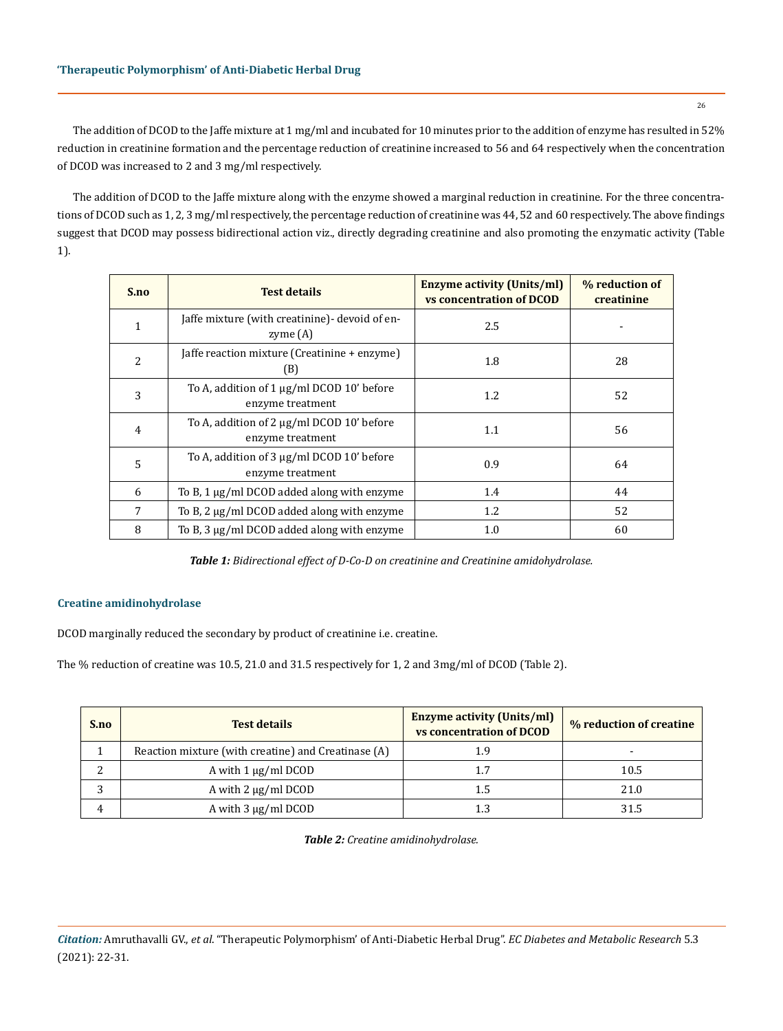The addition of DCOD to the Jaffe mixture at 1 mg/ml and incubated for 10 minutes prior to the addition of enzyme has resulted in 52% reduction in creatinine formation and the percentage reduction of creatinine increased to 56 and 64 respectively when the concentration of DCOD was increased to 2 and 3 mg/ml respectively.

The addition of DCOD to the Jaffe mixture along with the enzyme showed a marginal reduction in creatinine. For the three concentrations of DCOD such as 1, 2, 3 mg/ml respectively, the percentage reduction of creatinine was 44, 52 and 60 respectively. The above findings suggest that DCOD may possess bidirectional action viz., directly degrading creatinine and also promoting the enzymatic activity (Table 1).

| S.no | Test details | Enzyme activity (Units/ml) vs concentration of DCOD | % reduction of creatinine |
|---|---|---|---|
| 1 | Jaffe mixture (with creatinine)- devoid of enzyme (A) | 2.5 | - |
| 2 | Jaffe reaction mixture (Creatinine + enzyme) (B) | 1.8 | 28 |
| 3 | To A, addition of 1 μg/ml DCOD 10' before enzyme treatment | 1.2 | 52 |
| 4 | To A, addition of 2 μg/ml DCOD 10' before enzyme treatment | 1.1 | 56 |
| 5 | To A, addition of 3 μg/ml DCOD 10' before enzyme treatment | 0.9 | 64 |
| 6 | To B, 1 μg/ml DCOD added along with enzyme | 1.4 | 44 |
| 7 | To B, 2 μg/ml DCOD added along with enzyme | 1.2 | 52 |
| 8 | To B, 3 μg/ml DCOD added along with enzyme | 1.0 | 60 |

***Table 1:*** *Bidirectional effect of D-Co-D on creatinine and Creatinine amidohydrolase.*

### Creatine amidinohydrolase

DCOD marginally reduced the secondary by product of creatinine i.e. creatine.

The % reduction of creatine was 10.5, 21.0 and 31.5 respectively for 1, 2 and 3mg/ml of DCOD (Table 2).

| S.no | Test details | Enzyme activity (Units/ml) vs concentration of DCOD | % reduction of creatine |
|---|---|---|---|
| 1 | Reaction mixture (with creatine) and Creatinase (A) | 1.9 | - |
| 2 | A with 1 μg/ml DCOD | 1.7 | 10.5 |
| 3 | A with 2 μg/ml DCOD | 1.5 | 21.0 |
| 4 | A with 3 μg/ml DCOD | 1.3 | 31.5 |

***Table 2:*** *Creatine amidinohydrolase.*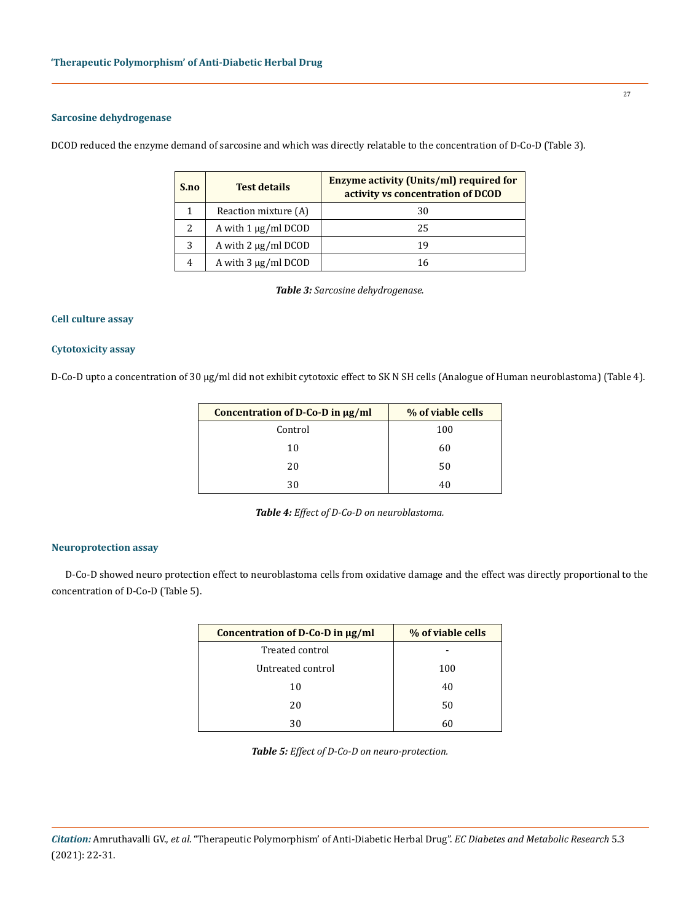### Sarcosine dehydrogenase

DCOD reduced the enzyme demand of sarcosine and which was directly relatable to the concentration of D-Co-D (Table 3).

| S.no | Test details | Enzyme activity (Units/ml) required for activity vs concentration of DCOD |
|---|---|---|
| 1 | Reaction mixture (A) | 30 |
| 2 | A with 1 μg/ml DCOD | 25 |
| 3 | A with 2 μg/ml DCOD | 19 |
| 4 | A with 3 μg/ml DCOD | 16 |

***Table 3:*** *Sarcosine dehydrogenase.*

### Cell culture assay

### Cytotoxicity assay

D-Co-D upto a concentration of 30 μg/ml did not exhibit cytotoxic effect to SK N SH cells (Analogue of Human neuroblastoma) (Table 4).

| Concentration of D-Co-D in μg/ml | % of viable cells |
|---|---|
| Control | 100 |
| 10 | 60 |
| 20 | 50 |
| 30 | 40 |

***Table 4:*** *Effect of D-Co-D on neuroblastoma.*

### Neuroprotection assay

D-Co-D showed neuro protection effect to neuroblastoma cells from oxidative damage and the effect was directly proportional to the concentration of D-Co-D (Table 5).

| Concentration of D-Co-D in μg/ml | % of viable cells |
|---|---|
| Treated control | - |
| Untreated control | 100 |
| 10 | 40 |
| 20 | 50 |
| 30 | 60 |

***Table 5:*** *Effect of D-Co-D on neuro-protection.*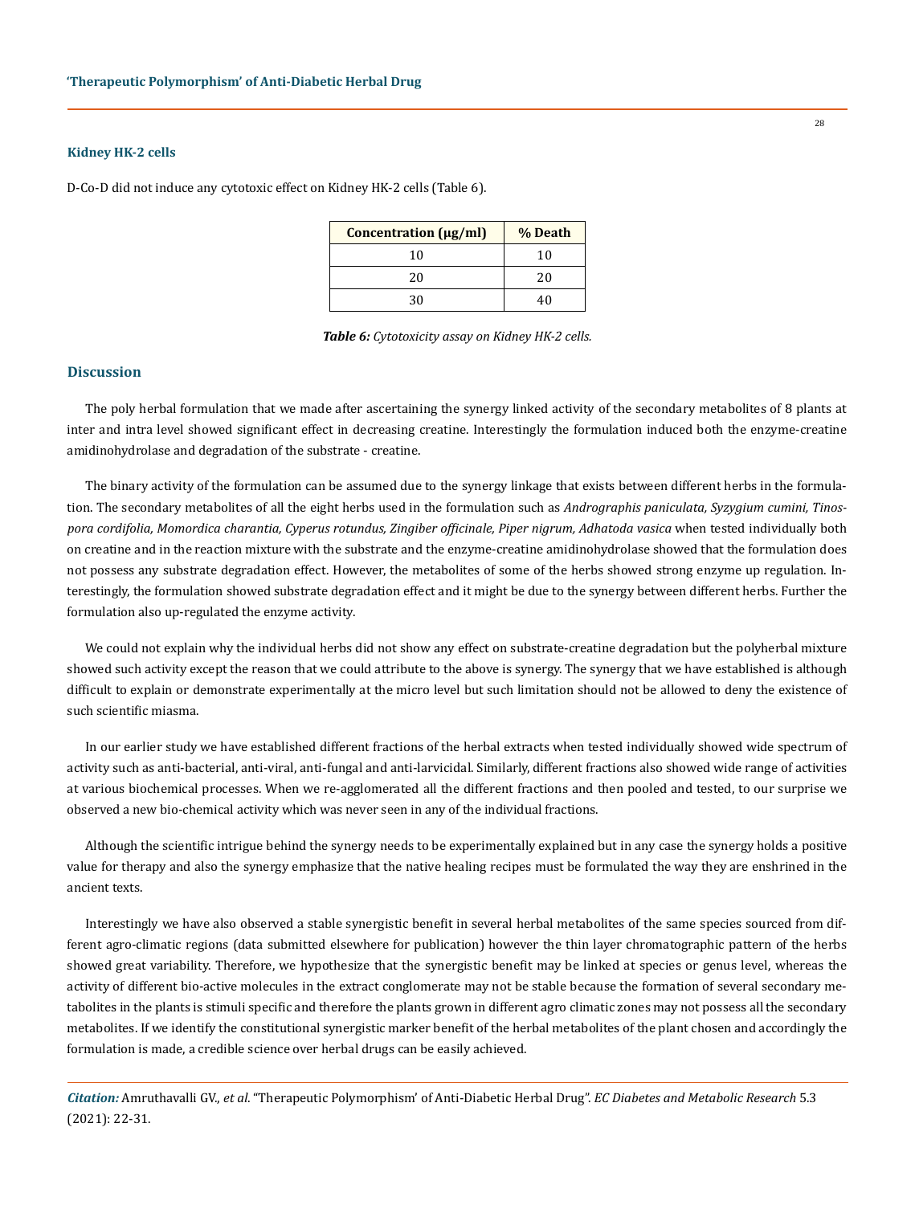### Kidney HK-2 cells

D-Co-D did not induce any cytotoxic effect on Kidney HK-2 cells (Table 6).

| Concentration (µg/ml) | % Death |
|---|---|
| 10 | 10 |
| 20 | 20 |
| 30 | 40 |

***Table 6:*** *Cytotoxicity assay on Kidney HK-2 cells.*

## Discussion

The poly herbal formulation that we made after ascertaining the synergy linked activity of the secondary metabolites of 8 plants at inter and intra level showed significant effect in decreasing creatine. Interestingly the formulation induced both the enzyme-creatine amidinohydrolase and degradation of the substrate - creatine.

The binary activity of the formulation can be assumed due to the synergy linkage that exists between different herbs in the formulation. The secondary metabolites of all the eight herbs used in the formulation such as *Andrographis paniculata, Syzygium cumini, Tinospora cordifolia, Momordica charantia, Cyperus rotundus, Zingiber officinale, Piper nigrum, Adhatoda vasica* when tested individually both on creatine and in the reaction mixture with the substrate and the enzyme-creatine amidinohydrolase showed that the formulation does not possess any substrate degradation effect. However, the metabolites of some of the herbs showed strong enzyme up regulation. Interestingly, the formulation showed substrate degradation effect and it might be due to the synergy between different herbs. Further the formulation also up-regulated the enzyme activity.

We could not explain why the individual herbs did not show any effect on substrate-creatine degradation but the polyherbal mixture showed such activity except the reason that we could attribute to the above is synergy. The synergy that we have established is although difficult to explain or demonstrate experimentally at the micro level but such limitation should not be allowed to deny the existence of such scientific miasma.

In our earlier study we have established different fractions of the herbal extracts when tested individually showed wide spectrum of activity such as anti-bacterial, anti-viral, anti-fungal and anti-larvicidal. Similarly, different fractions also showed wide range of activities at various biochemical processes. When we re-agglomerated all the different fractions and then pooled and tested, to our surprise we observed a new bio-chemical activity which was never seen in any of the individual fractions.

Although the scientific intrigue behind the synergy needs to be experimentally explained but in any case the synergy holds a positive value for therapy and also the synergy emphasize that the native healing recipes must be formulated the way they are enshrined in the ancient texts.

Interestingly we have also observed a stable synergistic benefit in several herbal metabolites of the same species sourced from different agro-climatic regions (data submitted elsewhere for publication) however the thin layer chromatographic pattern of the herbs showed great variability. Therefore, we hypothesize that the synergistic benefit may be linked at species or genus level, whereas the activity of different bio-active molecules in the extract conglomerate may not be stable because the formation of several secondary metabolites in the plants is stimuli specific and therefore the plants grown in different agro climatic zones may not possess all the secondary metabolites. If we identify the constitutional synergistic marker benefit of the herbal metabolites of the plant chosen and accordingly the formulation is made, a credible science over herbal drugs can be easily achieved.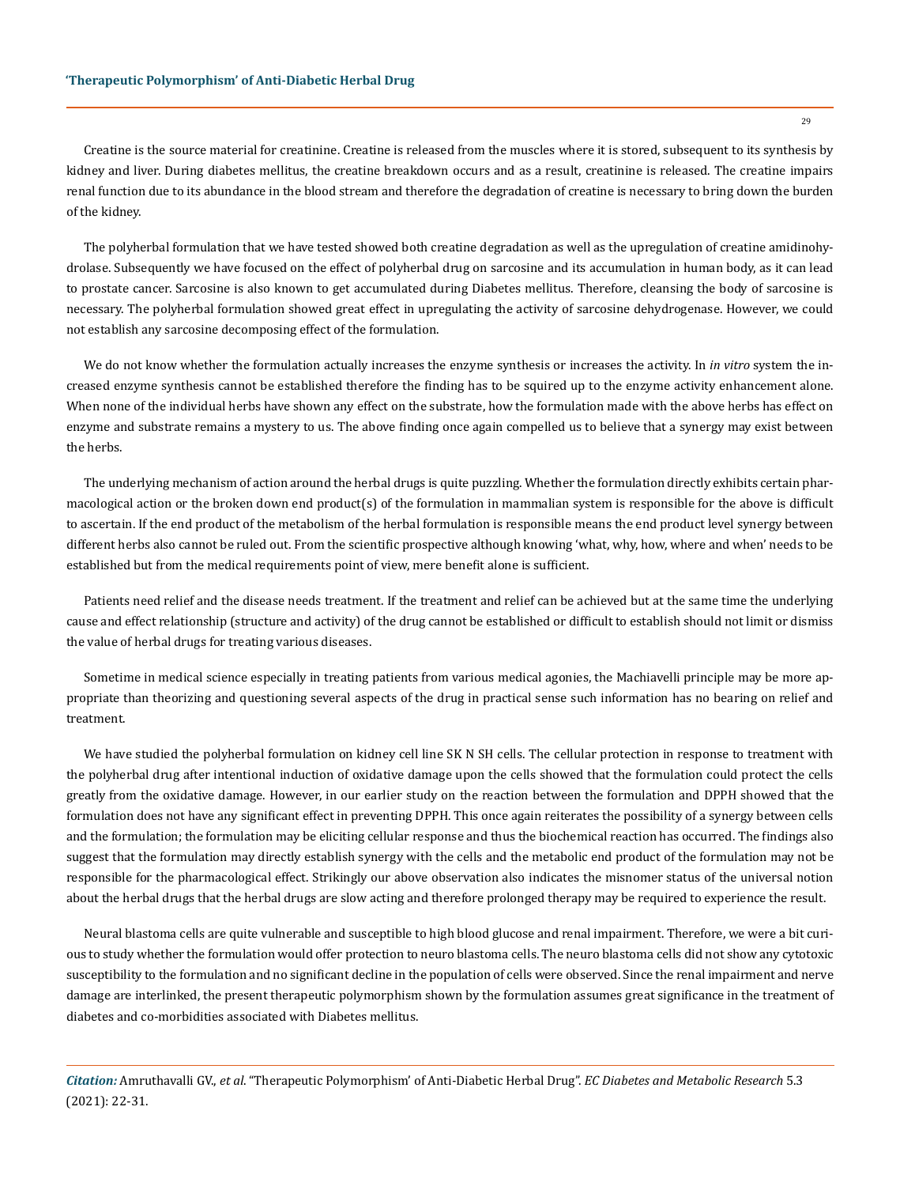Creatine is the source material for creatinine. Creatine is released from the muscles where it is stored, subsequent to its synthesis by kidney and liver. During diabetes mellitus, the creatine breakdown occurs and as a result, creatinine is released. The creatine impairs renal function due to its abundance in the blood stream and therefore the degradation of creatine is necessary to bring down the burden of the kidney.

The polyherbal formulation that we have tested showed both creatine degradation as well as the upregulation of creatine amidinohydrolase. Subsequently we have focused on the effect of polyherbal drug on sarcosine and its accumulation in human body, as it can lead to prostate cancer. Sarcosine is also known to get accumulated during Diabetes mellitus. Therefore, cleansing the body of sarcosine is necessary. The polyherbal formulation showed great effect in upregulating the activity of sarcosine dehydrogenase. However, we could not establish any sarcosine decomposing effect of the formulation.

We do not know whether the formulation actually increases the enzyme synthesis or increases the activity. In *in vitro* system the increased enzyme synthesis cannot be established therefore the finding has to be squired up to the enzyme activity enhancement alone. When none of the individual herbs have shown any effect on the substrate, how the formulation made with the above herbs has effect on enzyme and substrate remains a mystery to us. The above finding once again compelled us to believe that a synergy may exist between the herbs.

The underlying mechanism of action around the herbal drugs is quite puzzling. Whether the formulation directly exhibits certain pharmacological action or the broken down end product(s) of the formulation in mammalian system is responsible for the above is difficult to ascertain. If the end product of the metabolism of the herbal formulation is responsible means the end product level synergy between different herbs also cannot be ruled out. From the scientific prospective although knowing 'what, why, how, where and when' needs to be established but from the medical requirements point of view, mere benefit alone is sufficient.

Patients need relief and the disease needs treatment. If the treatment and relief can be achieved but at the same time the underlying cause and effect relationship (structure and activity) of the drug cannot be established or difficult to establish should not limit or dismiss the value of herbal drugs for treating various diseases.

Sometime in medical science especially in treating patients from various medical agonies, the Machiavelli principle may be more appropriate than theorizing and questioning several aspects of the drug in practical sense such information has no bearing on relief and treatment.

We have studied the polyherbal formulation on kidney cell line SK N SH cells. The cellular protection in response to treatment with the polyherbal drug after intentional induction of oxidative damage upon the cells showed that the formulation could protect the cells greatly from the oxidative damage. However, in our earlier study on the reaction between the formulation and DPPH showed that the formulation does not have any significant effect in preventing DPPH. This once again reiterates the possibility of a synergy between cells and the formulation; the formulation may be eliciting cellular response and thus the biochemical reaction has occurred. The findings also suggest that the formulation may directly establish synergy with the cells and the metabolic end product of the formulation may not be responsible for the pharmacological effect. Strikingly our above observation also indicates the misnomer status of the universal notion about the herbal drugs that the herbal drugs are slow acting and therefore prolonged therapy may be required to experience the result.

Neural blastoma cells are quite vulnerable and susceptible to high blood glucose and renal impairment. Therefore, we were a bit curious to study whether the formulation would offer protection to neuro blastoma cells. The neuro blastoma cells did not show any cytotoxic susceptibility to the formulation and no significant decline in the population of cells were observed. Since the renal impairment and nerve damage are interlinked, the present therapeutic polymorphism shown by the formulation assumes great significance in the treatment of diabetes and co-morbidities associated with Diabetes mellitus.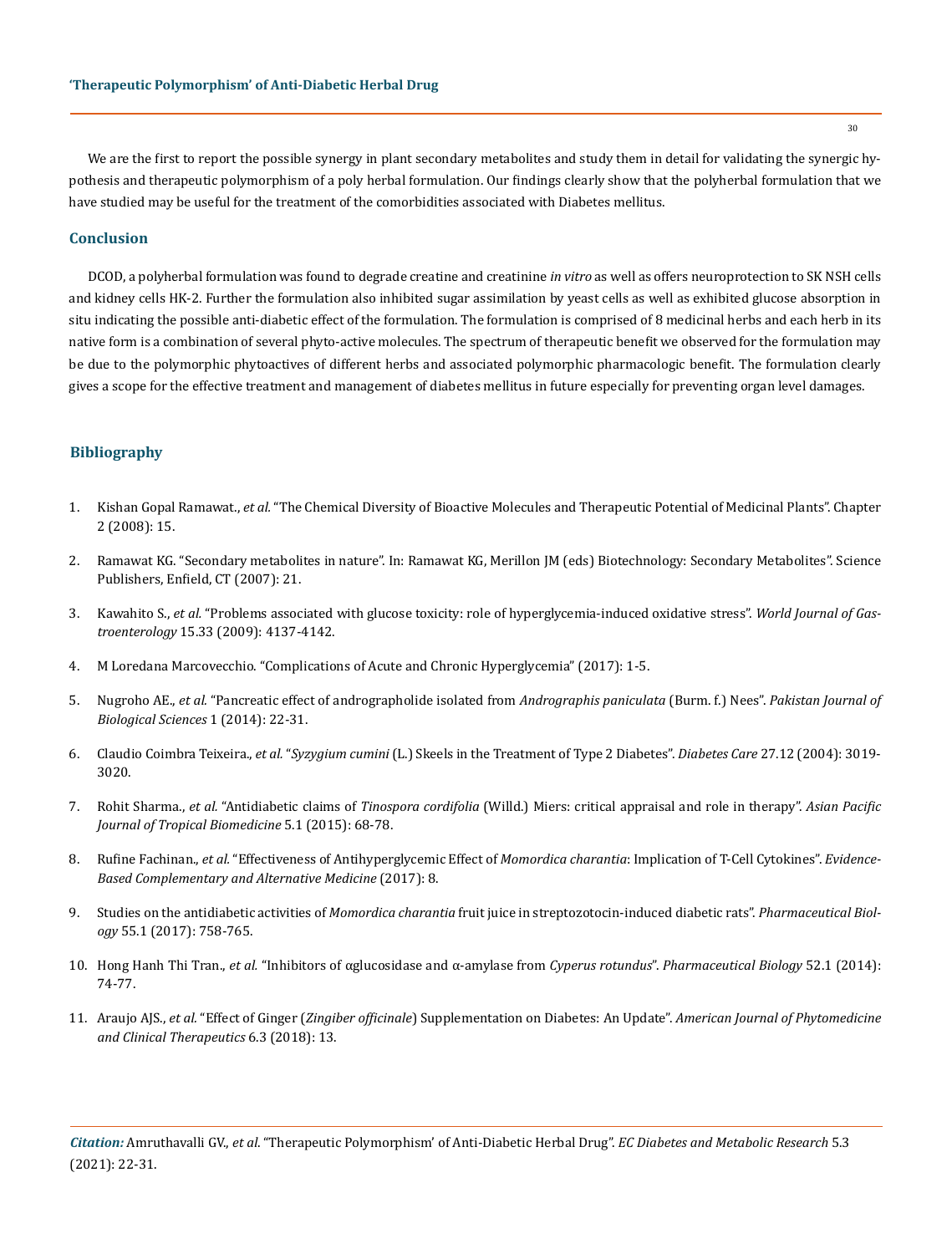We are the first to report the possible synergy in plant secondary metabolites and study them in detail for validating the synergic hypothesis and therapeutic polymorphism of a poly herbal formulation. Our findings clearly show that the polyherbal formulation that we have studied may be useful for the treatment of the comorbidities associated with Diabetes mellitus.

## Conclusion

DCOD, a polyherbal formulation was found to degrade creatine and creatinine *in vitro* as well as offers neuroprotection to SK NSH cells and kidney cells HK-2. Further the formulation also inhibited sugar assimilation by yeast cells as well as exhibited glucose absorption in situ indicating the possible anti-diabetic effect of the formulation. The formulation is comprised of 8 medicinal herbs and each herb in its native form is a combination of several phyto-active molecules. The spectrum of therapeutic benefit we observed for the formulation may be due to the polymorphic phytoactives of different herbs and associated polymorphic pharmacologic benefit. The formulation clearly gives a scope for the effective treatment and management of diabetes mellitus in future especially for preventing organ level damages.

## Bibliography

1. Kishan Gopal Ramawat., *et al.* "The Chemical Diversity of Bioactive Molecules and Therapeutic Potential of Medicinal Plants". Chapter 2 (2008): 15.
2. Ramawat KG. "Secondary metabolites in nature". In: Ramawat KG, Merillon JM (eds) Biotechnology: Secondary Metabolites". Science Publishers, Enfield, CT (2007): 21.
3. Kawahito S., *et al.* "Problems associated with glucose toxicity: role of hyperglycemia-induced oxidative stress". *World Journal of Gastroenterology* 15.33 (2009): 4137-4142.
4. M Loredana Marcovecchio. "Complications of Acute and Chronic Hyperglycemia" (2017): 1-5.
5. Nugroho AE., *et al.* "Pancreatic effect of andrographolide isolated from *Andrographis paniculata* (Burm. f.) Nees". *Pakistan Journal of Biological Sciences* 1 (2014): 22-31.
6. Claudio Coimbra Teixeira., *et al.* "*Syzygium cumini* (L.) Skeels in the Treatment of Type 2 Diabetes". *Diabetes Care* 27.12 (2004): 3019-3020.
7. Rohit Sharma., *et al.* "Antidiabetic claims of *Tinospora cordifolia* (Willd.) Miers: critical appraisal and role in therapy". *Asian Pacific Journal of Tropical Biomedicine* 5.1 (2015): 68-78.
8. Rufine Fachinan., *et al.* "Effectiveness of Antihyperglycemic Effect of *Momordica charantia*: Implication of T-Cell Cytokines". *Evidence-Based Complementary and Alternative Medicine* (2017): 8.
9. Studies on the antidiabetic activities of *Momordica charantia* fruit juice in streptozotocin-induced diabetic rats". *Pharmaceutical Biology* 55.1 (2017): 758-765.
10. Hong Hanh Thi Tran., *et al.* "Inhibitors of αglucosidase and α-amylase from *Cyperus rotundus*". *Pharmaceutical Biology* 52.1 (2014): 74-77.
11. Araujo AJS., *et al.* "Effect of Ginger (*Zingiber officinale*) Supplementation on Diabetes: An Update". *American Journal of Phytomedicine and Clinical Therapeutics* 6.3 (2018): 13.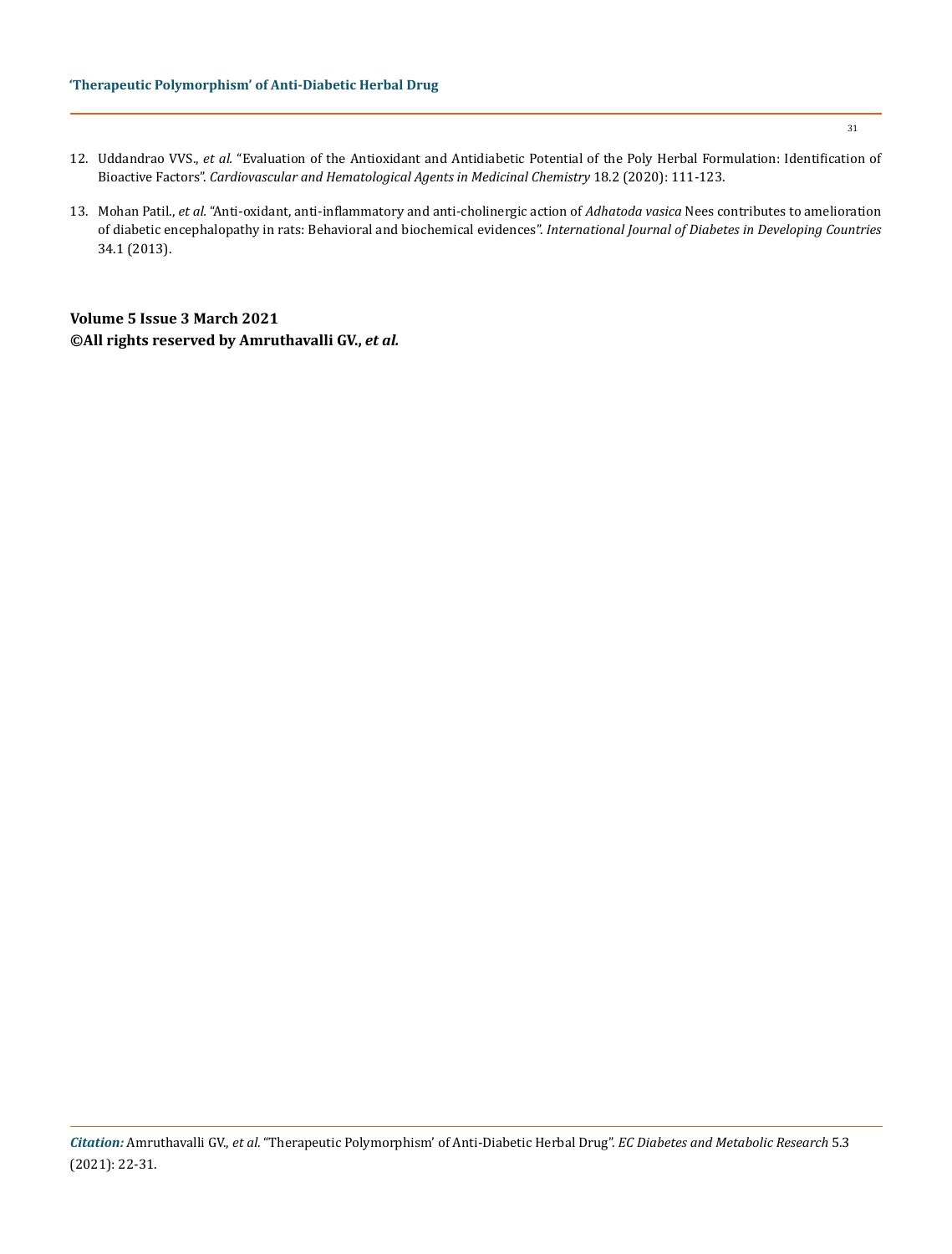12. Uddandrao VVS., *et al.* "Evaluation of the Antioxidant and Antidiabetic Potential of the Poly Herbal Formulation: Identification of Bioactive Factors". *Cardiovascular and Hematological Agents in Medicinal Chemistry* 18.2 (2020): 111-123.

13. Mohan Patil., *et al.* "Anti-oxidant, anti-inflammatory and anti-cholinergic action of *Adhatoda vasica* Nees contributes to amelioration of diabetic encephalopathy in rats: Behavioral and biochemical evidences". *International Journal of Diabetes in Developing Countries* 34.1 (2013).

**Volume 5 Issue 3 March 2021**
**©All rights reserved by Amruthavalli GV., *et al.***